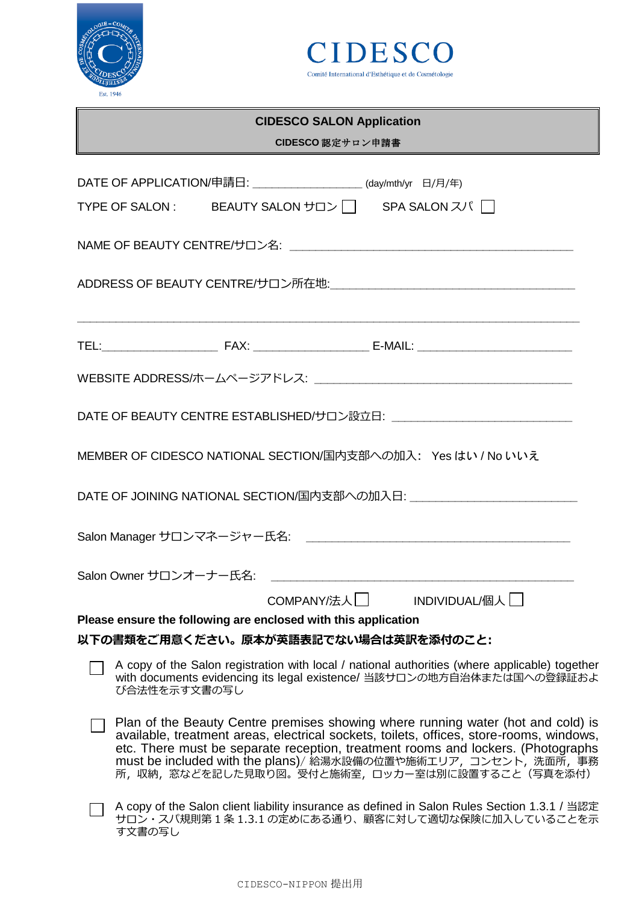CIDESCO

Comité International d'Esthétique et de Cosmétologie

# CIDESCO SALON Application

**CIDESCO 認定サロン申請書**

DATE OF APPLICATION/申請日: ________________ (day/mth/yr 日/月/年)

TYPE OF SALON : BEAUTY SALON サロン ☐ SPA SALON スパ ☐

NAME OF BEAUTY CENTRE/サロン名: ________________________________________

ADDRESS OF BEAUTY CENTRE/サロン所在地: ________________________________________

________________________________________________________________________

TEL:________________ FAX: ________________ E-MAIL: ______________________

WEBSITE ADDRESS/ホームページアドレス: ________________________________________

DATE OF BEAUTY CENTRE ESTABLISHED/サロン設立日: __________________________

MEMBER OF CIDESCO NATIONAL SECTION/国内支部への加入: Yes はい / No いいえ

DATE OF JOINING NATIONAL SECTION/国内支部への加入日: ________________________

Salon Manager サロンマネージャー氏名: ________________________________________

Salon Owner サロンオーナー氏名: ________________________________________

COMPANY/法人 ☐ INDIVIDUAL/個人 ☐

**Please ensure the following are enclosed with this application**

**以下の書類をご用意ください。原本が英語表記でない場合は英訳を添付のこと:**

- ☐ A copy of the Salon registration with local / national authorities (where applicable) together with documents evidencing its legal existence/ 当該サロンの地方自治体または国への登録証および合法性を示す文書の写し

- ☐ Plan of the Beauty Centre premises showing where running water (hot and cold) is available, treatment areas, electrical sockets, toilets, offices, store-rooms, windows, etc. There must be separate reception, treatment rooms and lockers. (Photographs must be included with the plans)/ 給湯水設備の位置や施術エリア，コンセント，洗面所，事務所，収納，窓などを記した見取り図。受付と施術室，ロッカー室は別に設置すること（写真を添付）

- ☐ A copy of the Salon client liability insurance as defined in Salon Rules Section 1.3.1 / 当認定サロン・スパ規則第 1 条 1.3.1 の定めにある通り、顧客に対して適切な保険に加入していることを示す文書の写し

CIDESCO-NIPPON 提出用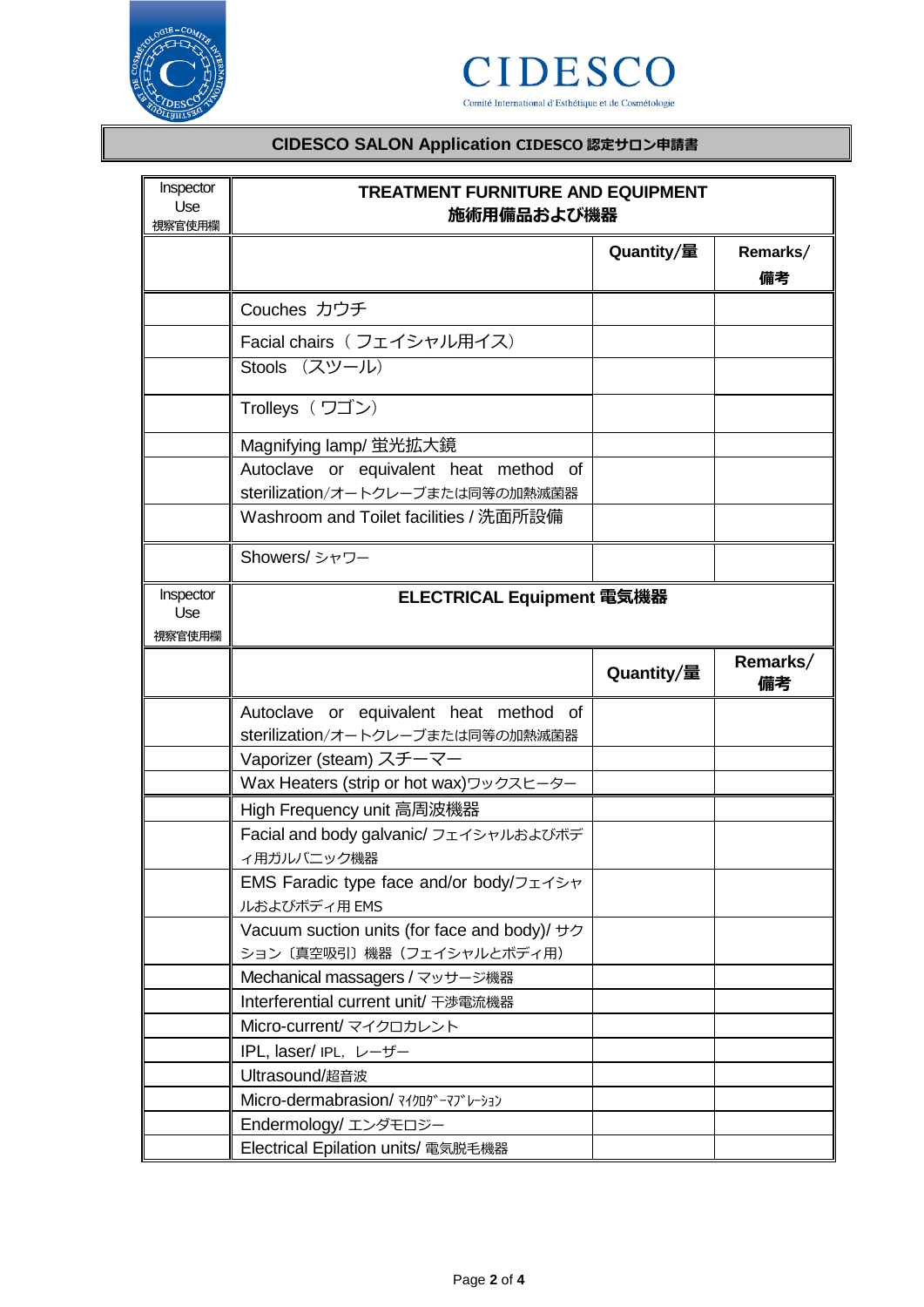**CIDESCO**

Comité International d'Esthétique et de Cosmétologie

**CIDESCO SALON Application CIDESCO 認定サロン申請書**

| Inspector Use 視察官使用欄 | **TREATMENT FURNITURE AND EQUIPMENT 施術用備品および機器** | | |
|---|---|---|---|
| | | **Quantity/量** | **Remarks/備考** |
| | Couches カウチ | | |
| | Facial chairs（フェイシャル用イス） | | |
| | Stools （スツール） | | |
| | Trolleys（ワゴン） | | |
| | Magnifying lamp/ 蛍光拡大鏡 | | |
| | Autoclave or equivalent heat method of sterilization/オートクレーブまたは同等の加熱滅菌器 | | |
| | Washroom and Toilet facilities / 洗面所設備 | | |
| | Showers/ シャワー | | |

| Inspector Use 視察官使用欄 | **ELECTRICAL Equipment 電気機器** | | |
|---|---|---|---|
| | | **Quantity/量** | **Remarks/備考** |
| | Autoclave or equivalent heat method of sterilization/オートクレーブまたは同等の加熱滅菌器 | | |
| | Vaporizer (steam) スチーマー | | |
| | Wax Heaters (strip or hot wax)ワックスヒーター | | |
| | High Frequency unit 高周波機器 | | |
| | Facial and body galvanic/ フェイシャルおよびボディ用ガルバニック機器 | | |
| | EMS Faradic type face and/or body/フェイシャルおよびボディ用 EMS | | |
| | Vacuum suction units (for face and body)/ サクション〔真空吸引〕機器（フェイシャルとボディ用） | | |
| | Mechanical massagers / マッサージ機器 | | |
| | Interferential current unit/ 干渉電流機器 | | |
| | Micro-current/ マイクロカレント | | |
| | IPL, laser/ IPL，レーザー | | |
| | Ultrasound/超音波 | | |
| | Micro-dermabrasion/ ﾏｲｸﾛﾀﾞｰﾏﾌﾞﾚｰｼｮﾝ | | |
| | Endermology/ エンダモロジー | | |
| | Electrical Epilation units/ 電気脱毛機器 | | |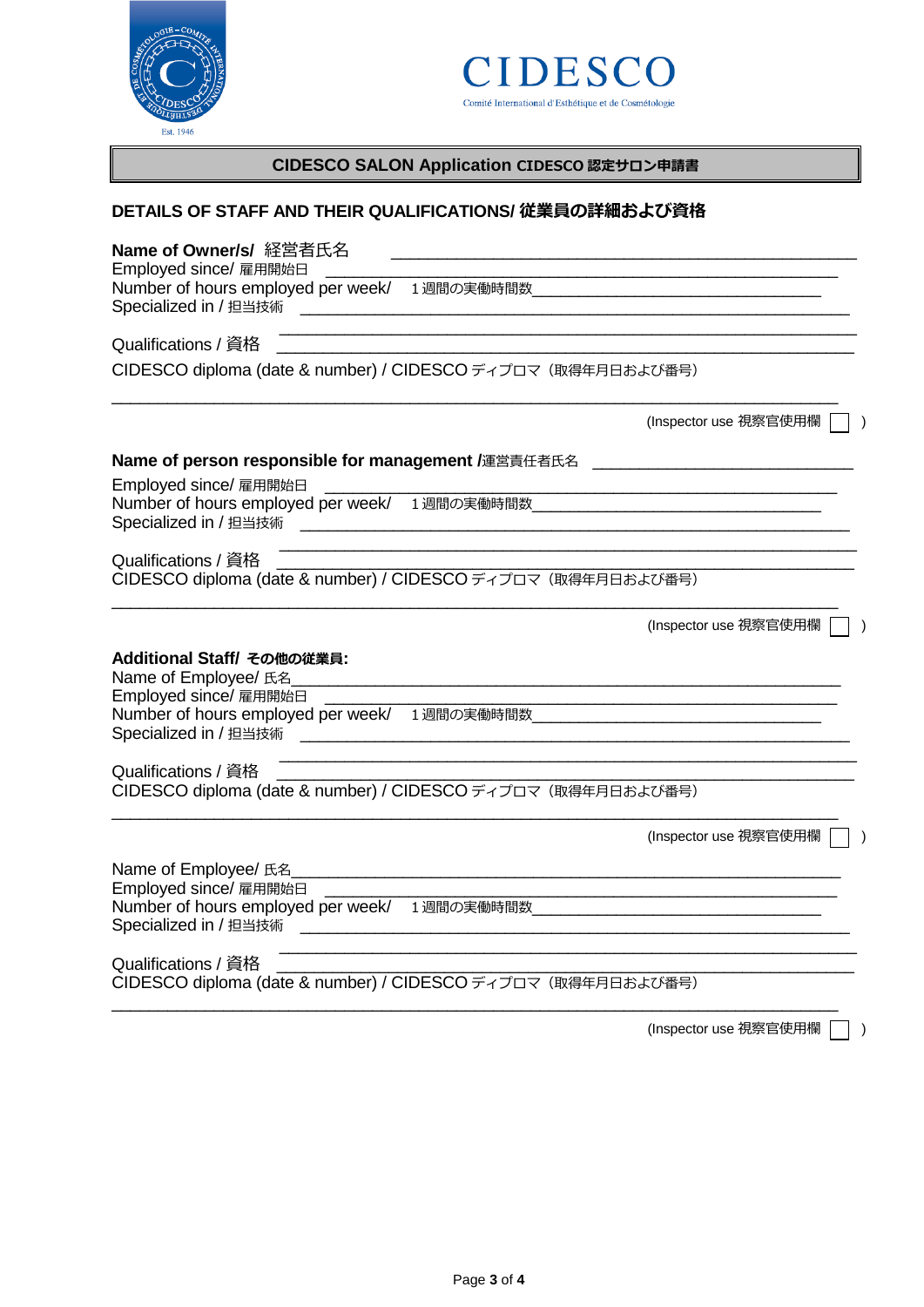CIDESCO

Comité International d'Esthétique et de Cosmétologie

**CIDESCO SALON Application CIDESCO 認定サロン申請書**

## DETAILS OF STAFF AND THEIR QUALIFICATIONS/ 従業員の詳細および資格

**Name of Owner/s/** 経営者氏名 ___________________________________________

Employed since/ 雇用開始日 ___________________________________________

Number of hours employed per week/ 1 週間の実働時間数___________________________

Specialized in / 担当技術 ___________________________________________

Qualifications / 資格 ___________________________________________
___________________________________________

CIDESCO diploma (date & number) / CIDESCO ディプロマ（取得年月日および番号）

___________________________________________

(Inspector use 視察官使用欄 ☐ )

**Name of person responsible for management /**運営責任者氏名 ___________________________

Employed since/ 雇用開始日 ___________________________________________

Number of hours employed per week/ 1 週間の実働時間数___________________________

Specialized in / 担当技術 ___________________________________________

Qualifications / 資格 ___________________________________________
___________________________________________

CIDESCO diploma (date & number) / CIDESCO ディプロマ（取得年月日および番号）

___________________________________________

(Inspector use 視察官使用欄 ☐ )

**Additional Staff/ その他の従業員:**

Name of Employee/ 氏名___________________________________________

Employed since/ 雇用開始日 ___________________________________________

Number of hours employed per week/ 1 週間の実働時間数___________________________

Specialized in / 担当技術 ___________________________________________

Qualifications / 資格 ___________________________________________
___________________________________________

CIDESCO diploma (date & number) / CIDESCO ディプロマ（取得年月日および番号）

___________________________________________

(Inspector use 視察官使用欄 ☐ )

Name of Employee/ 氏名___________________________________________

Employed since/ 雇用開始日 ___________________________________________

Number of hours employed per week/ 1 週間の実働時間数___________________________

Specialized in / 担当技術 ___________________________________________

Qualifications / 資格 ___________________________________________
___________________________________________

CIDESCO diploma (date & number) / CIDESCO ディプロマ（取得年月日および番号）

___________________________________________

(Inspector use 視察官使用欄 ☐ )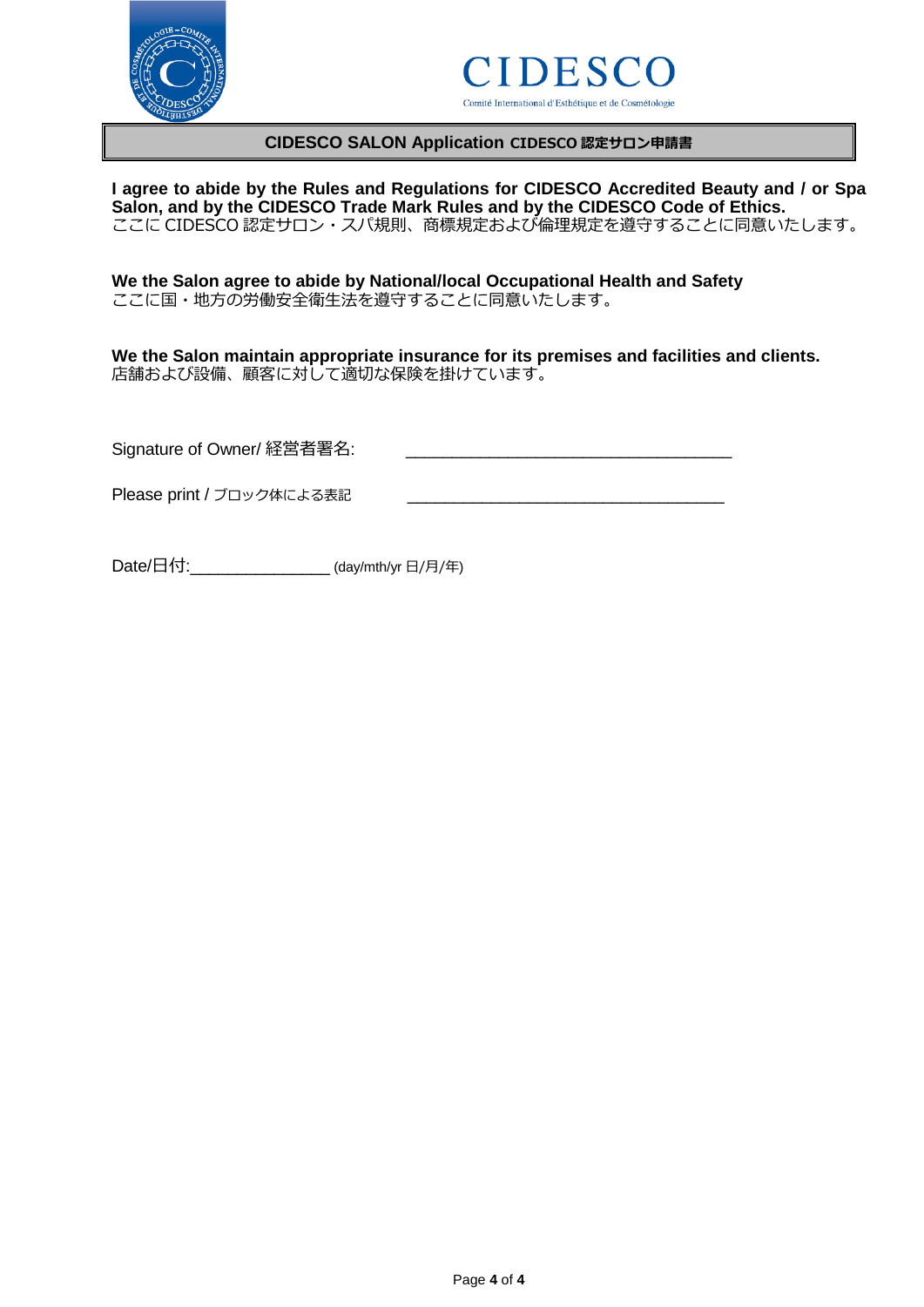CIDESCO

Comité International d'Esthétique et de Cosmétologie

**CIDESCO SALON Application CIDESCO 認定サロン申請書**

**I agree to abide by the Rules and Regulations for CIDESCO Accredited Beauty and / or Spa Salon, and by the CIDESCO Trade Mark Rules and by the CIDESCO Code of Ethics.**
ここに CIDESCO 認定サロン・スパ規則、商標規定および倫理規定を遵守することに同意いたします。

**We the Salon agree to abide by National/local Occupational Health and Safety**
ここに国・地方の労働安全衛生法を遵守することに同意いたします。

**We the Salon maintain appropriate insurance for its premises and facilities and clients.**
店舗および設備、顧客に対して適切な保険を掛けています。

Signature of Owner/ 経営者署名: ___________________________________

Please print / ブロック体による表記 ___________________________________

Date/日付:_______________ (day/mth/yr 日/月/年)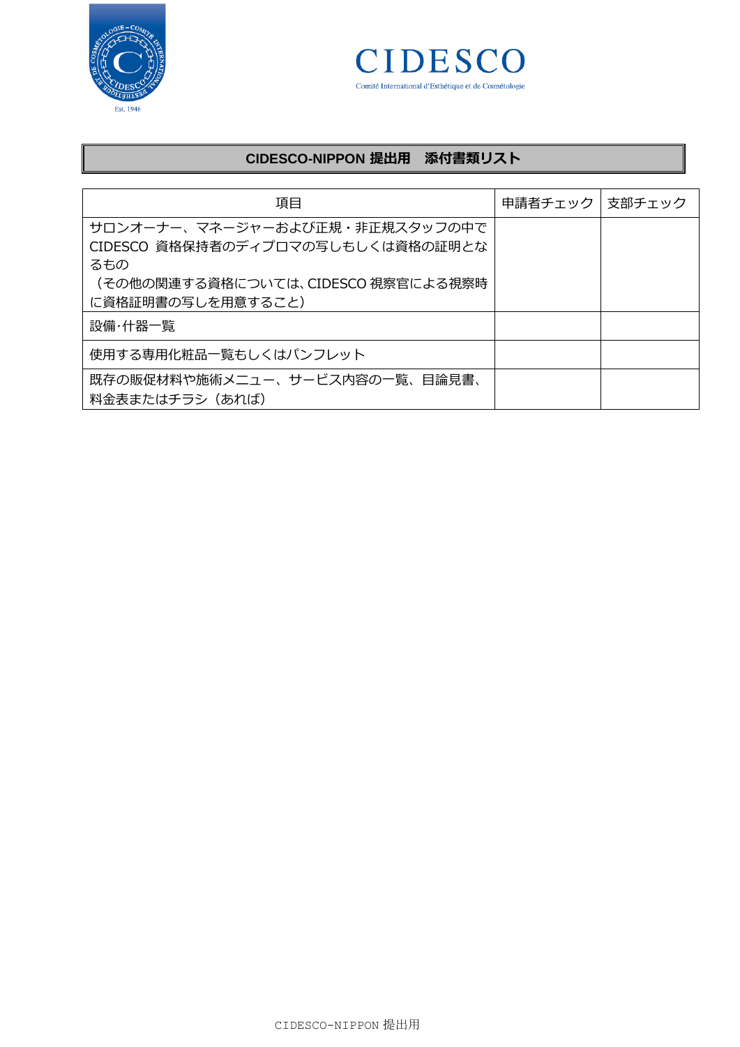CIDESCO

Comité International d'Esthétique et de Cosmétologie

## CIDESCO-NIPPON 提出用　添付書類リスト

| 項目 | 申請者チェック | 支部チェック |
|---|---|---|
| サロンオーナー、マネージャーおよび正規・非正規スタッフの中でCIDESCO 資格保持者のディプロマの写しもしくは資格の証明となるもの<br>（その他の関連する資格については、CIDESCO 視察官による視察時に資格証明書の写しを用意すること） | | |
| 設備･什器一覧 | | |
| 使用する専用化粧品一覧もしくはパンフレット | | |
| 既存の販促材料や施術メニュー、サービス内容の一覧、目論見書、料金表またはチラシ（あれば） | | |